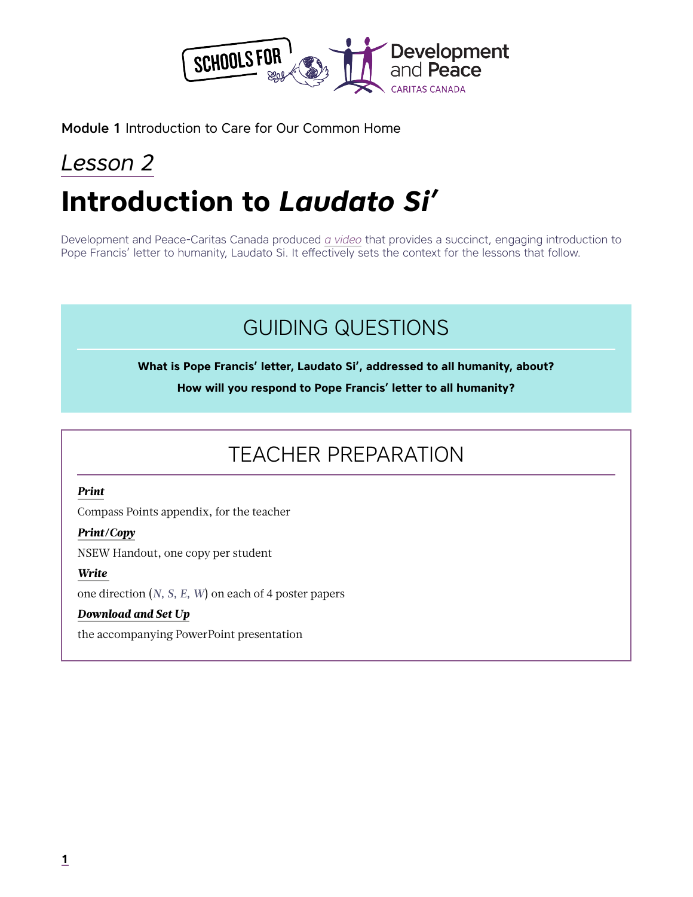**Module 1** Introduction to Care for Our Common Home

*Lesson 2*

# Introduction to *Laudato Si'*

Development and Peace-Caritas Canada produced *a video* that provides a succinct, engaging introduction to Pope Francis' letter to humanity, Laudato Si. It effectively sets the context for the lessons that follow.

## GUIDING QUESTIONS

**What is Pope Francis' letter, Laudato Si', addressed to all humanity, about?**

**How will you respond to Pope Francis' letter to all humanity?**

## TEACHER PREPARATION

***Print***

Compass Points appendix, for the teacher

***Print/Copy***

NSEW Handout, one copy per student

***Write***

one direction (*N, S, E, W*) on each of 4 poster papers

***Download and Set Up***

the accompanying PowerPoint presentation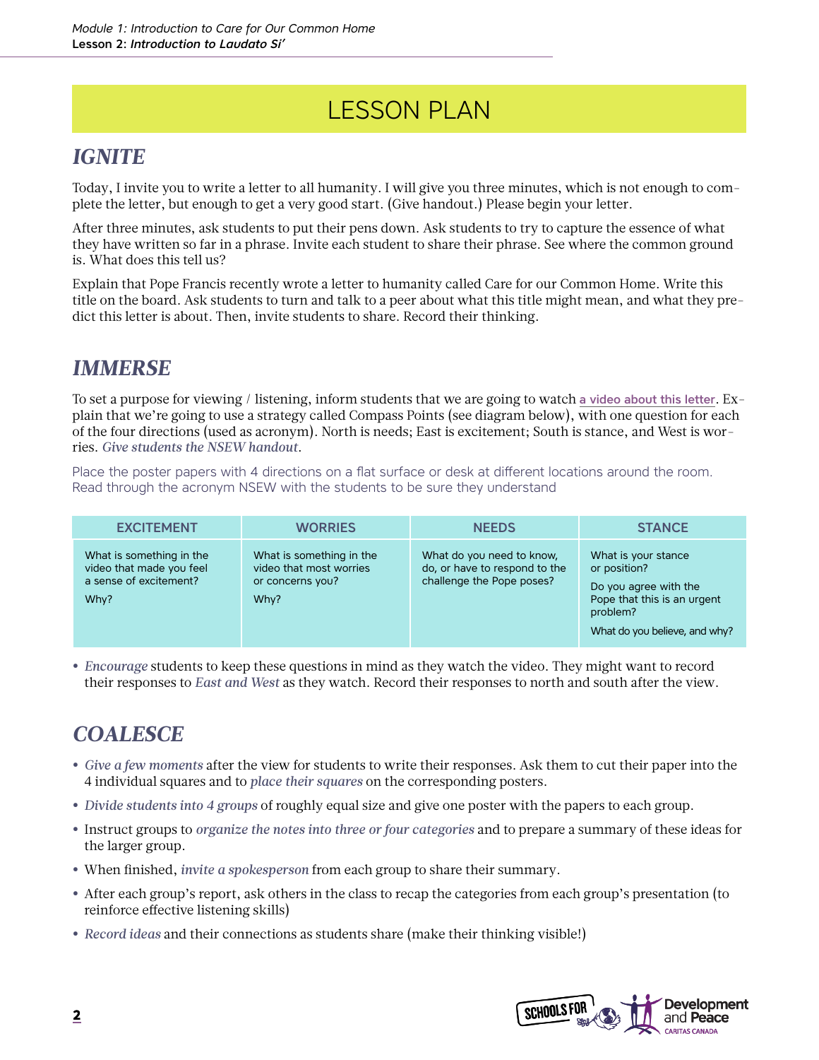# LESSON PLAN

## *IGNITE*

Today, I invite you to write a letter to all humanity. I will give you three minutes, which is not enough to complete the letter, but enough to get a very good start. (Give handout.) Please begin your letter.

After three minutes, ask students to put their pens down. Ask students to try to capture the essence of what they have written so far in a phrase. Invite each student to share their phrase. See where the common ground is. What does this tell us?

Explain that Pope Francis recently wrote a letter to humanity called Care for our Common Home. Write this title on the board. Ask students to turn and talk to a peer about what this title might mean, and what they predict this letter is about. Then, invite students to share. Record their thinking.

## *IMMERSE*

To set a purpose for viewing / listening, inform students that we are going to watch a video about this letter. Explain that we're going to use a strategy called Compass Points (see diagram below), with one question for each of the four directions (used as acronym). North is needs; East is excitement; South is stance, and West is worries. *Give students the NSEW handout*.

Place the poster papers with 4 directions on a flat surface or desk at different locations around the room. Read through the acronym NSEW with the students to be sure they understand

| EXCITEMENT | WORRIES | NEEDS | STANCE |
|---|---|---|---|
| What is something in the video that made you feel a sense of excitement?<br>Why? | What is something in the video that most worries or concerns you?<br>Why? | What do you need to know, do, or have to respond to the challenge the Pope poses? | What is your stance or position?<br>Do you agree with the Pope that this is an urgent problem?<br>What do you believe, and why? |

- *Encourage* students to keep these questions in mind as they watch the video. They might want to record their responses to *East and West* as they watch. Record their responses to north and south after the view.

## *COALESCE*

- *Give a few moments* after the view for students to write their responses. Ask them to cut their paper into the 4 individual squares and to *place their squares* on the corresponding posters.
- *Divide students into 4 groups* of roughly equal size and give one poster with the papers to each group.
- Instruct groups to *organize the notes into three or four categories* and to prepare a summary of these ideas for the larger group.
- When finished, *invite a spokesperson* from each group to share their summary.
- After each group's report, ask others in the class to recap the categories from each group's presentation (to reinforce effective listening skills)
- *Record ideas* and their connections as students share (make their thinking visible!)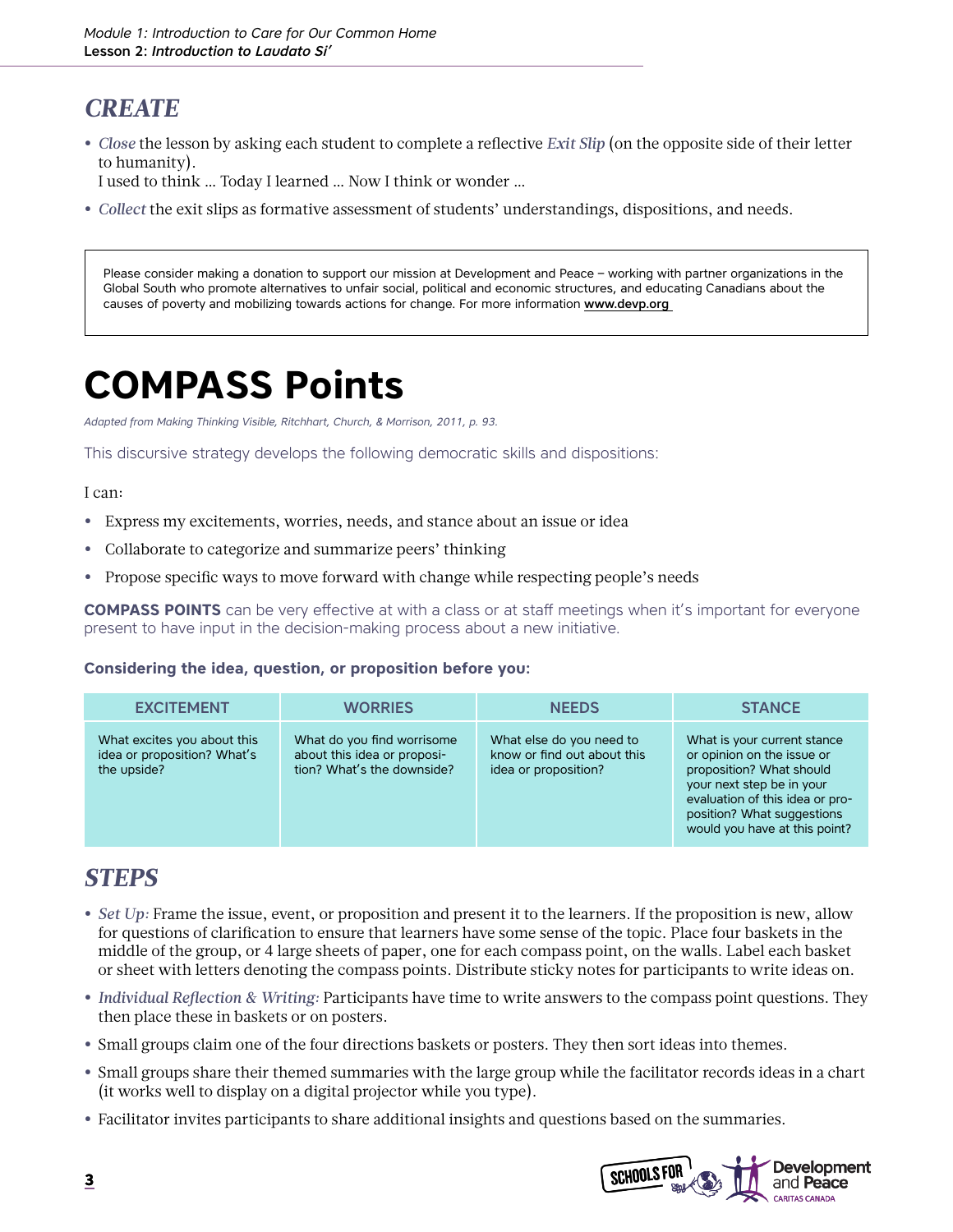## *CREATE*

- *Close* the lesson by asking each student to complete a reflective *Exit Slip* (on the opposite side of their letter to humanity).
  I used to think … Today I learned … Now I think or wonder …
- *Collect* the exit slips as formative assessment of students' understandings, dispositions, and needs.

> Please consider making a donation to support our mission at Development and Peace – working with partner organizations in the Global South who promote alternatives to unfair social, political and economic structures, and educating Canadians about the causes of poverty and mobilizing towards actions for change. For more information **www.devp.org**

# COMPASS Points

*Adapted from Making Thinking Visible, Ritchhart, Church, & Morrison, 2011, p. 93.*

This discursive strategy develops the following democratic skills and dispositions:

I can:

- Express my excitements, worries, needs, and stance about an issue or idea
- Collaborate to categorize and summarize peers' thinking
- Propose specific ways to move forward with change while respecting people's needs

**COMPASS POINTS** can be very effective at with a class or at staff meetings when it's important for everyone present to have input in the decision-making process about a new initiative.

**Considering the idea, question, or proposition before you:**

| EXCITEMENT | WORRIES | NEEDS | STANCE |
|---|---|---|---|
| What excites you about this idea or proposition? What's the upside? | What do you find worrisome about this idea or proposition? What's the downside? | What else do you need to know or find out about this idea or proposition? | What is your current stance or opinion on the issue or proposition? What should your next step be in your evaluation of this idea or proposition? What suggestions would you have at this point? |

## *STEPS*

- *Set Up:* Frame the issue, event, or proposition and present it to the learners. If the proposition is new, allow for questions of clarification to ensure that learners have some sense of the topic. Place four baskets in the middle of the group, or 4 large sheets of paper, one for each compass point, on the walls. Label each basket or sheet with letters denoting the compass points. Distribute sticky notes for participants to write ideas on.
- *Individual Reflection & Writing:* Participants have time to write answers to the compass point questions. They then place these in baskets or on posters.
- Small groups claim one of the four directions baskets or posters. They then sort ideas into themes.
- Small groups share their themed summaries with the large group while the facilitator records ideas in a chart (it works well to display on a digital projector while you type).
- Facilitator invites participants to share additional insights and questions based on the summaries.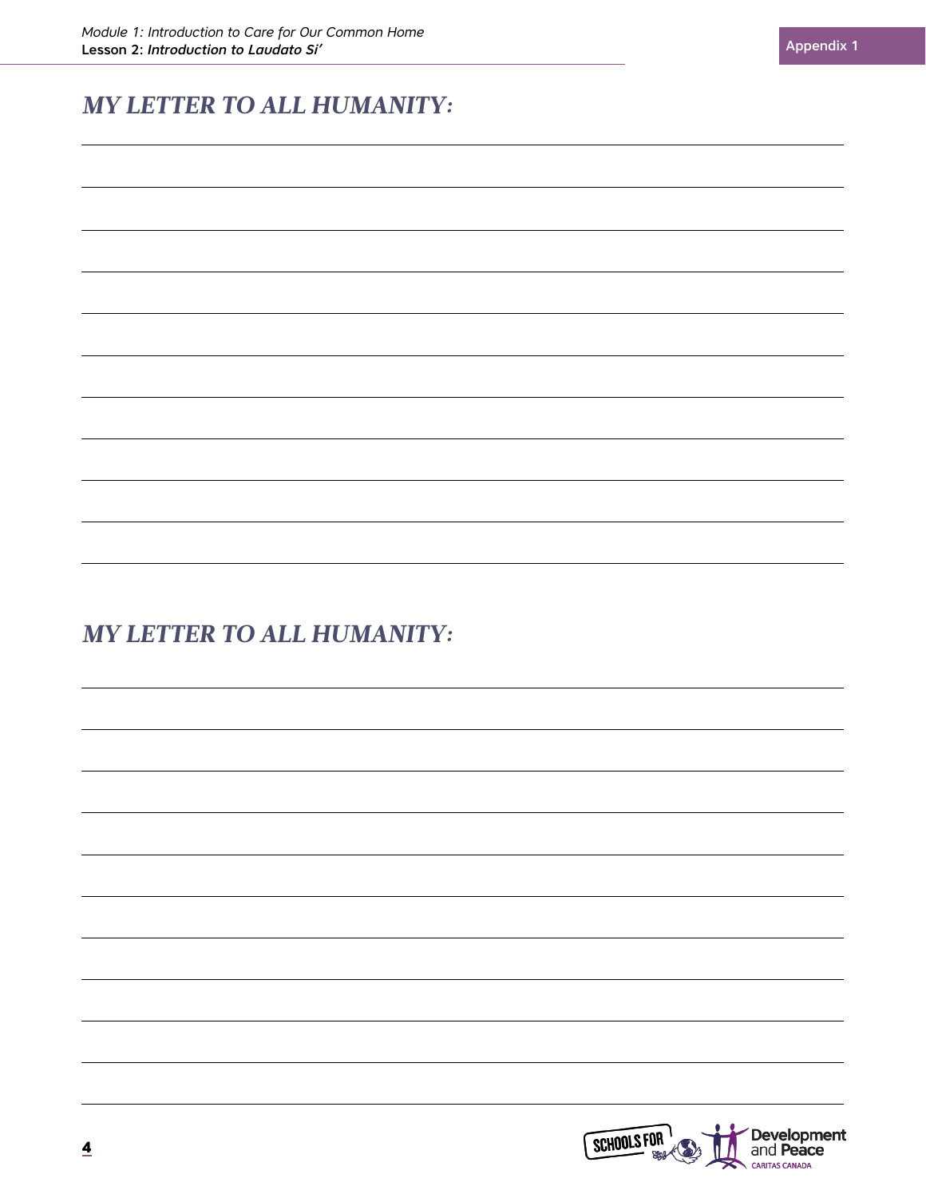## *MY LETTER TO ALL HUMANITY:*

## *MY LETTER TO ALL HUMANITY:*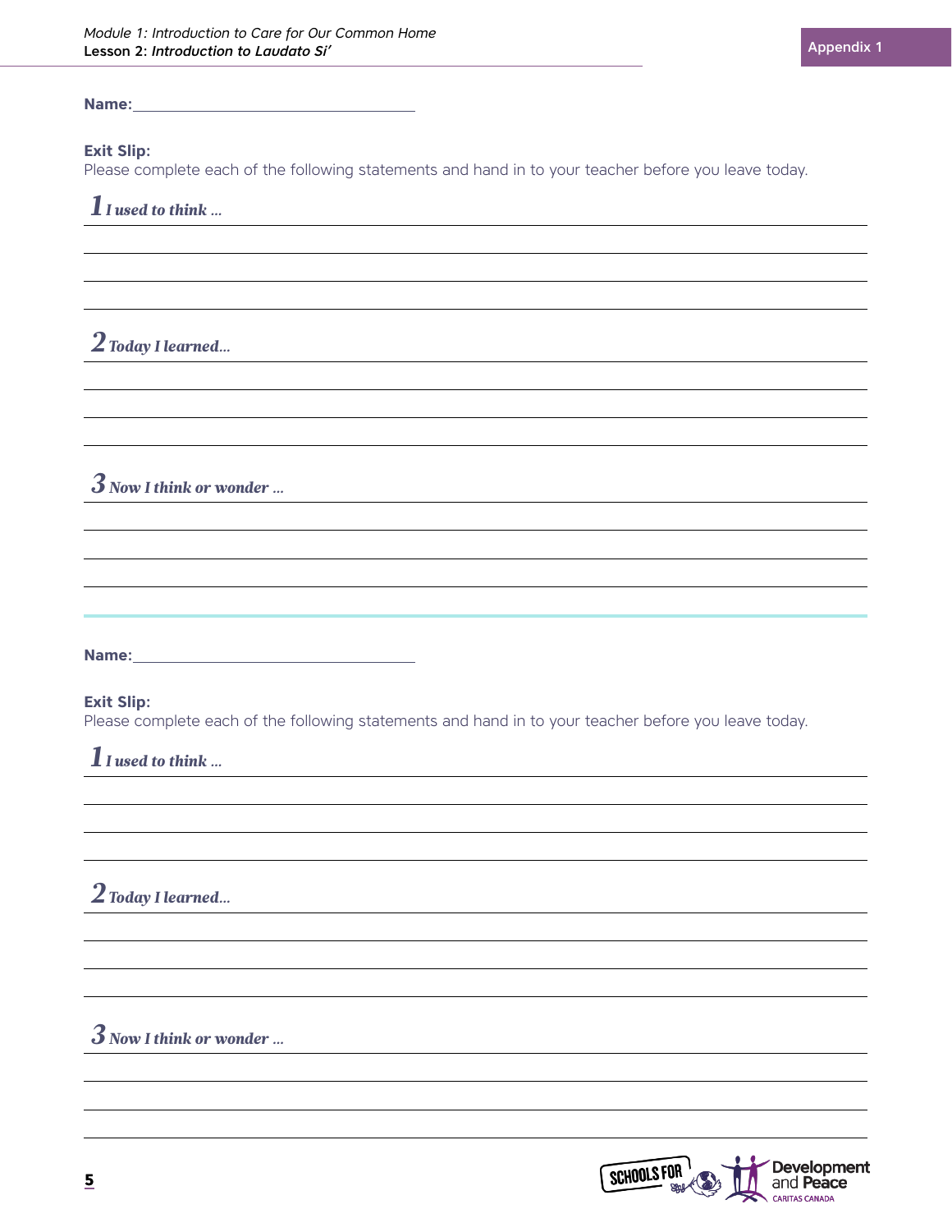**Name:**\_\_\_\_\_\_\_\_\_\_\_\_\_\_\_\_\_\_\_\_\_\_\_\_\_\_\_\_

**Exit Slip:**
Please complete each of the following statements and hand in to your teacher before you leave today.

***1** I used to think ...*

***2** Today I learned...*

***3** Now I think or wonder ...*

---

**Name:**\_\_\_\_\_\_\_\_\_\_\_\_\_\_\_\_\_\_\_\_\_\_\_\_\_\_\_\_

**Exit Slip:**
Please complete each of the following statements and hand in to your teacher before you leave today.

***1** I used to think ...*

***2** Today I learned...*

***3** Now I think or wonder ...*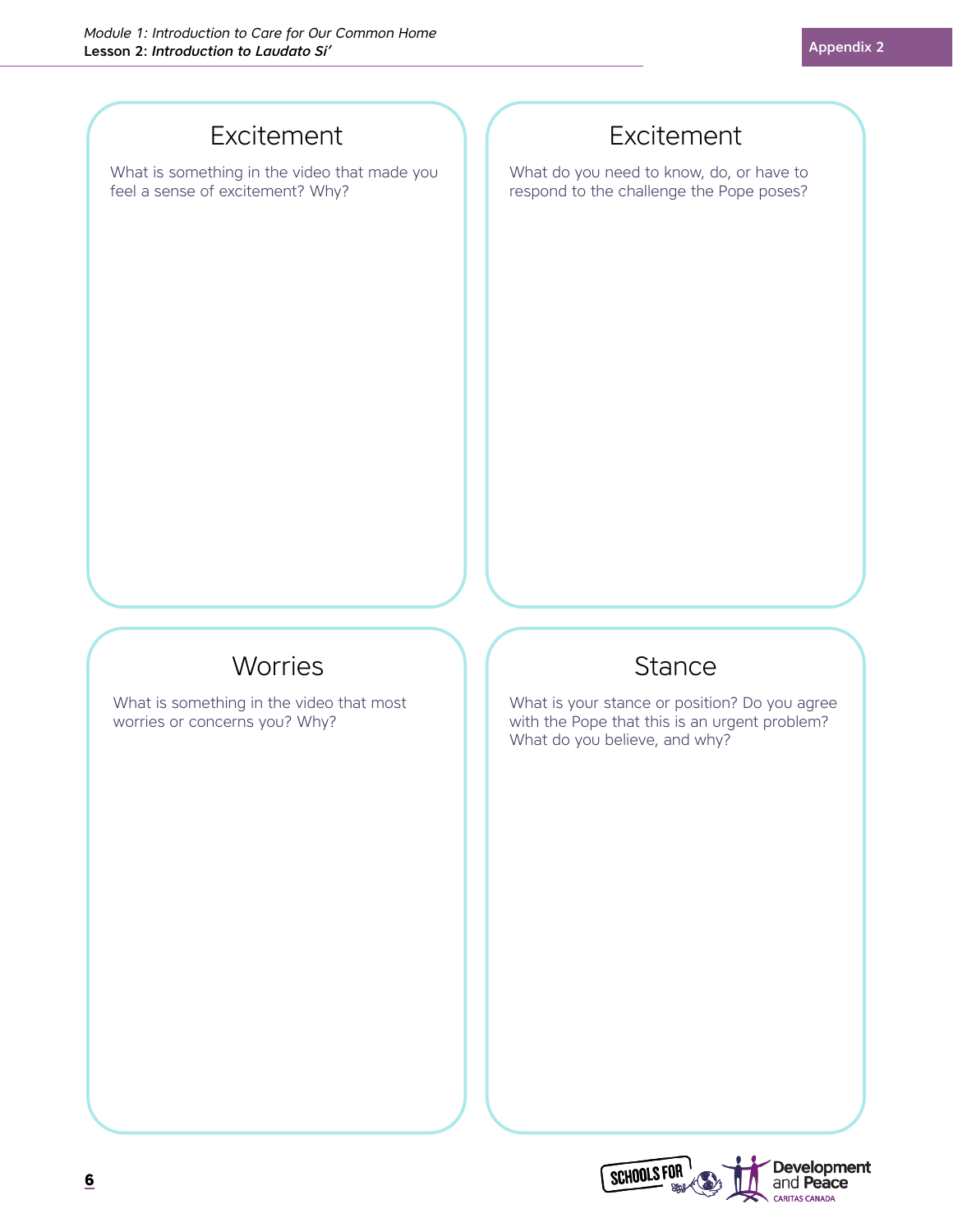Appendix 2

## Excitement

What is something in the video that made you feel a sense of excitement? Why?

## Excitement

What do you need to know, do, or have to respond to the challenge the Pope poses?

## Worries

What is something in the video that most worries or concerns you? Why?

## Stance

What is your stance or position? Do you agree with the Pope that this is an urgent problem? What do you believe, and why?